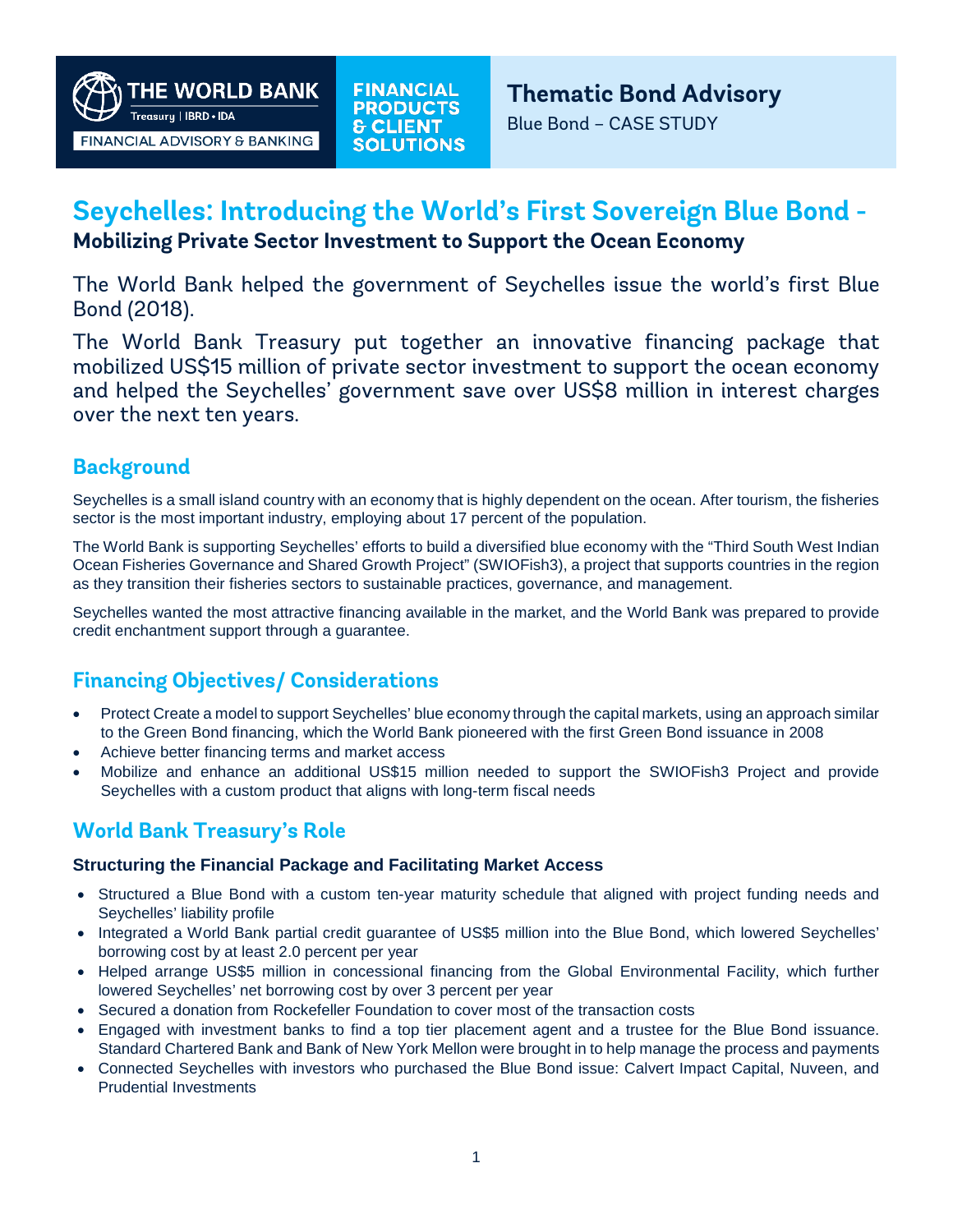THE WORLD BANK
Treasury | IBRD • IDA
FINANCIAL ADVISORY & BANKING

FINANCIAL PRODUCTS & CLIENT SOLUTIONS

**Thematic Bond Advisory**
Blue Bond – CASE STUDY

# Seychelles: Introducing the World's First Sovereign Blue Bond - Mobilizing Private Sector Investment to Support the Ocean Economy

The World Bank helped the government of Seychelles issue the world's first Blue Bond (2018).

The World Bank Treasury put together an innovative financing package that mobilized US$15 million of private sector investment to support the ocean economy and helped the Seychelles' government save over US$8 million in interest charges over the next ten years.

## Background

Seychelles is a small island country with an economy that is highly dependent on the ocean. After tourism, the fisheries sector is the most important industry, employing about 17 percent of the population.

The World Bank is supporting Seychelles' efforts to build a diversified blue economy with the "Third South West Indian Ocean Fisheries Governance and Shared Growth Project" (SWIOFish3), a project that supports countries in the region as they transition their fisheries sectors to sustainable practices, governance, and management.

Seychelles wanted the most attractive financing available in the market, and the World Bank was prepared to provide credit enchantment support through a guarantee.

## Financing Objectives/ Considerations

- Protect Create a model to support Seychelles' blue economy through the capital markets, using an approach similar to the Green Bond financing, which the World Bank pioneered with the first Green Bond issuance in 2008
- Achieve better financing terms and market access
- Mobilize and enhance an additional US$15 million needed to support the SWIOFish3 Project and provide Seychelles with a custom product that aligns with long-term fiscal needs

## World Bank Treasury's Role

### Structuring the Financial Package and Facilitating Market Access

- Structured a Blue Bond with a custom ten-year maturity schedule that aligned with project funding needs and Seychelles' liability profile
- Integrated a World Bank partial credit guarantee of US$5 million into the Blue Bond, which lowered Seychelles' borrowing cost by at least 2.0 percent per year
- Helped arrange US$5 million in concessional financing from the Global Environmental Facility, which further lowered Seychelles' net borrowing cost by over 3 percent per year
- Secured a donation from Rockefeller Foundation to cover most of the transaction costs
- Engaged with investment banks to find a top tier placement agent and a trustee for the Blue Bond issuance. Standard Chartered Bank and Bank of New York Mellon were brought in to help manage the process and payments
- Connected Seychelles with investors who purchased the Blue Bond issue: Calvert Impact Capital, Nuveen, and Prudential Investments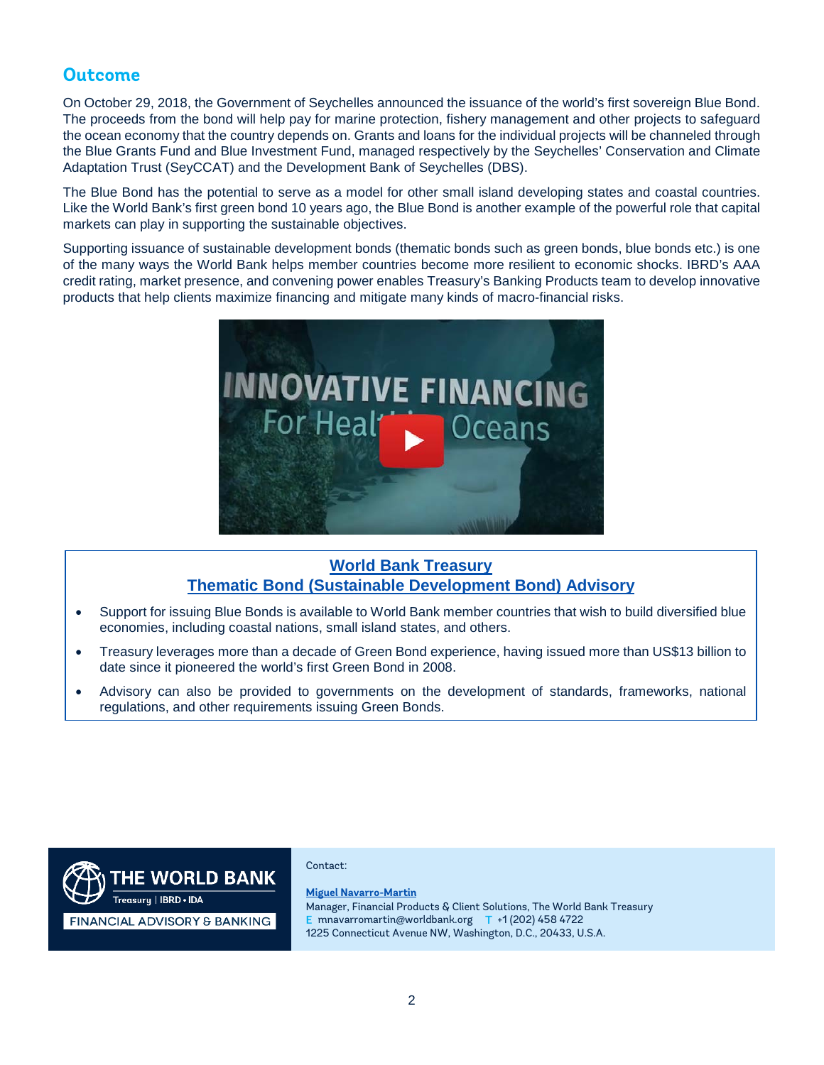## Outcome

On October 29, 2018, the Government of Seychelles announced the issuance of the world's first sovereign Blue Bond. The proceeds from the bond will help pay for marine protection, fishery management and other projects to safeguard the ocean economy that the country depends on. Grants and loans for the individual projects will be channeled through the Blue Grants Fund and Blue Investment Fund, managed respectively by the Seychelles' Conservation and Climate Adaptation Trust (SeyCCAT) and the Development Bank of Seychelles (DBS).

The Blue Bond has the potential to serve as a model for other small island developing states and coastal countries. Like the World Bank's first green bond 10 years ago, the Blue Bond is another example of the powerful role that capital markets can play in supporting the sustainable objectives.

Supporting issuance of sustainable development bonds (thematic bonds such as green bonds, blue bonds etc.) is one of the many ways the World Bank helps member countries become more resilient to economic shocks. IBRD's AAA credit rating, market presence, and convening power enables Treasury's Banking Products team to develop innovative products that help clients maximize financing and mitigate many kinds of macro-financial risks.

INNOVATIVE FINANCING
For Healthy Oceans

### World Bank Treasury
### Thematic Bond (Sustainable Development Bond) Advisory

- Support for issuing Blue Bonds is available to World Bank member countries that wish to build diversified blue economies, including coastal nations, small island states, and others.
- Treasury leverages more than a decade of Green Bond experience, having issued more than US$13 billion to date since it pioneered the world's first Green Bond in 2008.
- Advisory can also be provided to governments on the development of standards, frameworks, national regulations, and other requirements issuing Green Bonds.

THE WORLD BANK
Treasury | IBRD • IDA
FINANCIAL ADVISORY & BANKING

Contact:

**Miguel Navarro-Martin**
Manager, Financial Products & Client Solutions, The World Bank Treasury
E mnavarromartin@worldbank.org T +1 (202) 458 4722
1225 Connecticut Avenue NW, Washington, D.C., 20433, U.S.A.